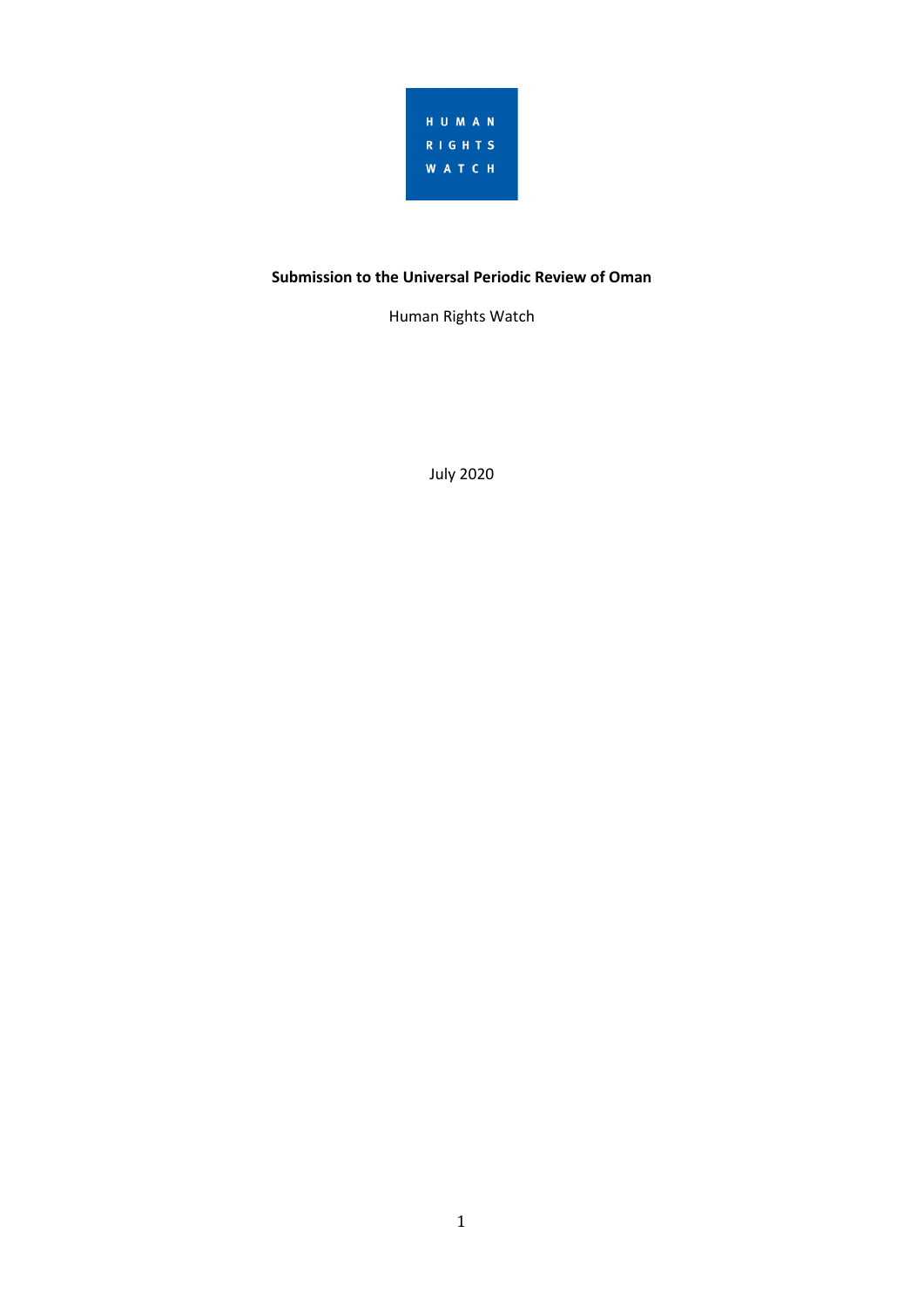HUMAN RIGHTS WATCH

**Submission to the Universal Periodic Review of Oman**

Human Rights Watch

July 2020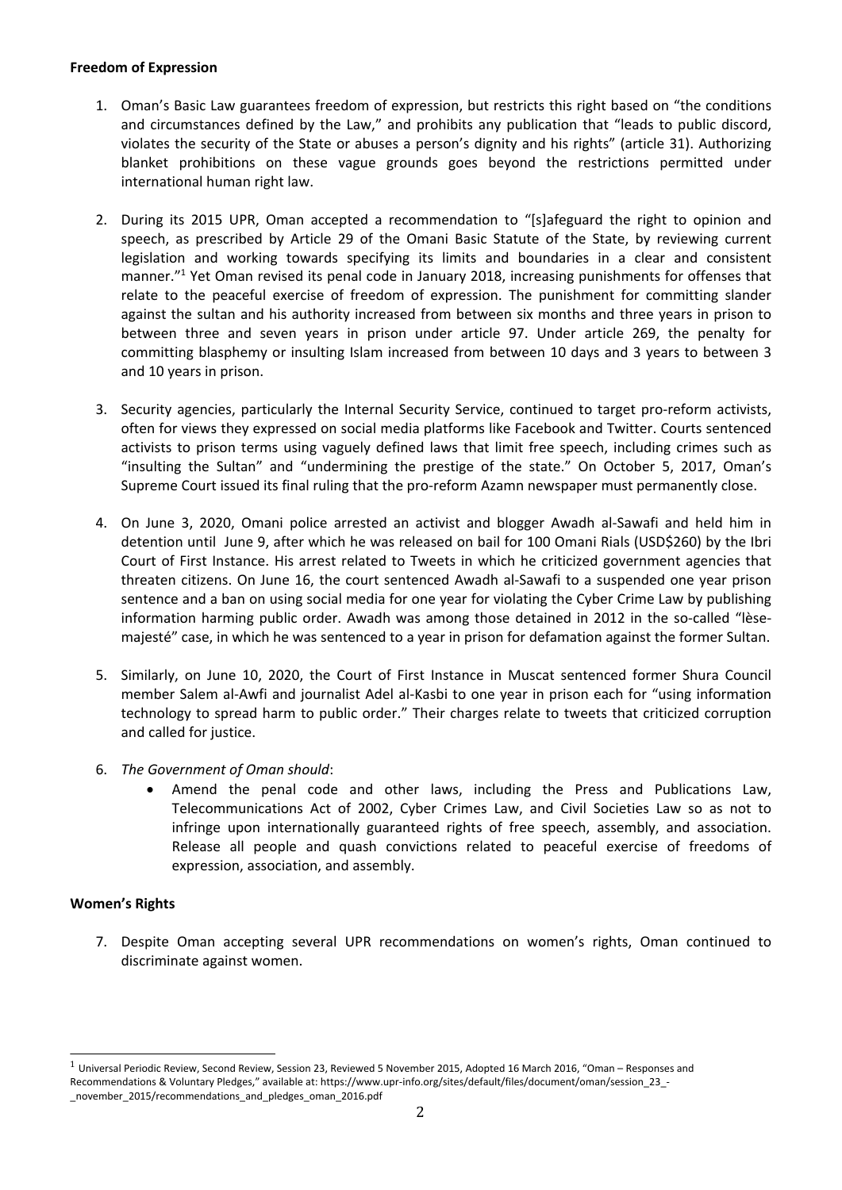**Freedom of Expression**

1. Oman's Basic Law guarantees freedom of expression, but restricts this right based on "the conditions and circumstances defined by the Law," and prohibits any publication that "leads to public discord, violates the security of the State or abuses a person's dignity and his rights" (article 31). Authorizing blanket prohibitions on these vague grounds goes beyond the restrictions permitted under international human right law.

2. During its 2015 UPR, Oman accepted a recommendation to "[s]afeguard the right to opinion and speech, as prescribed by Article 29 of the Omani Basic Statute of the State, by reviewing current legislation and working towards specifying its limits and boundaries in a clear and consistent manner."[1] Yet Oman revised its penal code in January 2018, increasing punishments for offenses that relate to the peaceful exercise of freedom of expression. The punishment for committing slander against the sultan and his authority increased from between six months and three years in prison to between three and seven years in prison under article 97. Under article 269, the penalty for committing blasphemy or insulting Islam increased from between 10 days and 3 years to between 3 and 10 years in prison.

3. Security agencies, particularly the Internal Security Service, continued to target pro-reform activists, often for views they expressed on social media platforms like Facebook and Twitter. Courts sentenced activists to prison terms using vaguely defined laws that limit free speech, including crimes such as "insulting the Sultan" and "undermining the prestige of the state." On October 5, 2017, Oman's Supreme Court issued its final ruling that the pro-reform Azamn newspaper must permanently close.

4. On June 3, 2020, Omani police arrested an activist and blogger Awadh al-Sawafi and held him in detention until June 9, after which he was released on bail for 100 Omani Rials (USD$260) by the Ibri Court of First Instance. His arrest related to Tweets in which he criticized government agencies that threaten citizens. On June 16, the court sentenced Awadh al-Sawafi to a suspended one year prison sentence and a ban on using social media for one year for violating the Cyber Crime Law by publishing information harming public order. Awadh was among those detained in 2012 in the so-called "lèse-majesté" case, in which he was sentenced to a year in prison for defamation against the former Sultan.

5. Similarly, on June 10, 2020, the Court of First Instance in Muscat sentenced former Shura Council member Salem al-Awfi and journalist Adel al-Kasbi to one year in prison each for "using information technology to spread harm to public order." Their charges relate to tweets that criticized corruption and called for justice.

6. *The Government of Oman should*:
   - Amend the penal code and other laws, including the Press and Publications Law, Telecommunications Act of 2002, Cyber Crimes Law, and Civil Societies Law so as not to infringe upon internationally guaranteed rights of free speech, assembly, and association. Release all people and quash convictions related to peaceful exercise of freedoms of expression, association, and assembly.

**Women's Rights**

7. Despite Oman accepting several UPR recommendations on women's rights, Oman continued to discriminate against women.

---

[1] Universal Periodic Review, Second Review, Session 23, Reviewed 5 November 2015, Adopted 16 March 2016, "Oman – Responses and Recommendations & Voluntary Pledges," available at: https://www.upr-info.org/sites/default/files/document/oman/session_23_-_november_2015/recommendations_and_pledges_oman_2016.pdf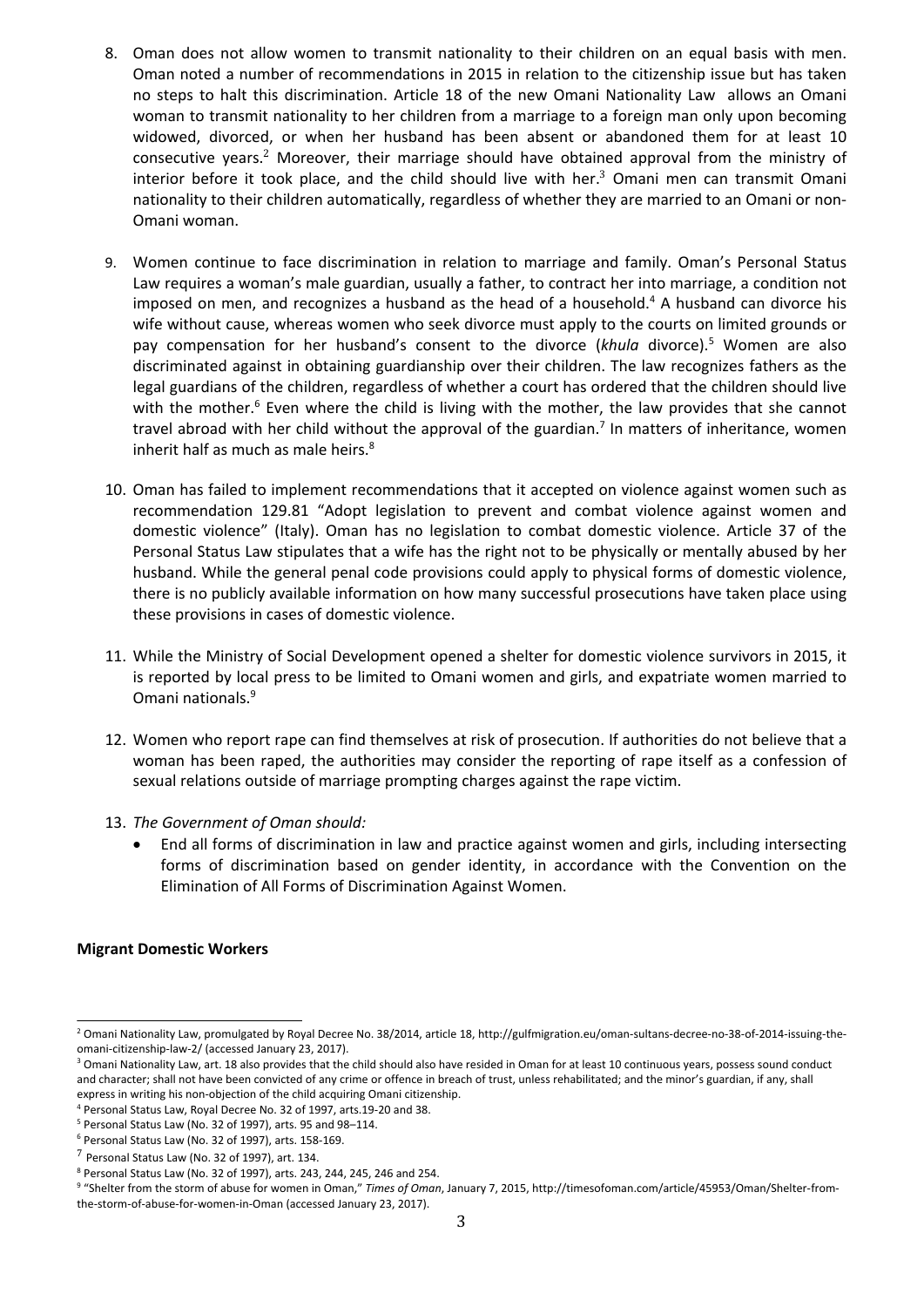8. Oman does not allow women to transmit nationality to their children on an equal basis with men. Oman noted a number of recommendations in 2015 in relation to the citizenship issue but has taken no steps to halt this discrimination. Article 18 of the new Omani Nationality Law allows an Omani woman to transmit nationality to her children from a marriage to a foreign man only upon becoming widowed, divorced, or when her husband has been absent or abandoned them for at least 10 consecutive years.[2] Moreover, their marriage should have obtained approval from the ministry of interior before it took place, and the child should live with her.[3] Omani men can transmit Omani nationality to their children automatically, regardless of whether they are married to an Omani or non-Omani woman.

9. Women continue to face discrimination in relation to marriage and family. Oman's Personal Status Law requires a woman's male guardian, usually a father, to contract her into marriage, a condition not imposed on men, and recognizes a husband as the head of a household.[4] A husband can divorce his wife without cause, whereas women who seek divorce must apply to the courts on limited grounds or pay compensation for her husband's consent to the divorce (*khula* divorce).[5] Women are also discriminated against in obtaining guardianship over their children. The law recognizes fathers as the legal guardians of the children, regardless of whether a court has ordered that the children should live with the mother.[6] Even where the child is living with the mother, the law provides that she cannot travel abroad with her child without the approval of the guardian.[7] In matters of inheritance, women inherit half as much as male heirs.[8]

10. Oman has failed to implement recommendations that it accepted on violence against women such as recommendation 129.81 "Adopt legislation to prevent and combat violence against women and domestic violence" (Italy). Oman has no legislation to combat domestic violence. Article 37 of the Personal Status Law stipulates that a wife has the right not to be physically or mentally abused by her husband. While the general penal code provisions could apply to physical forms of domestic violence, there is no publicly available information on how many successful prosecutions have taken place using these provisions in cases of domestic violence.

11. While the Ministry of Social Development opened a shelter for domestic violence survivors in 2015, it is reported by local press to be limited to Omani women and girls, and expatriate women married to Omani nationals.[9]

12. Women who report rape can find themselves at risk of prosecution. If authorities do not believe that a woman has been raped, the authorities may consider the reporting of rape itself as a confession of sexual relations outside of marriage prompting charges against the rape victim.

13. *The Government of Oman should:*
    - End all forms of discrimination in law and practice against women and girls, including intersecting forms of discrimination based on gender identity, in accordance with the Convention on the Elimination of All Forms of Discrimination Against Women.

**Migrant Domestic Workers**

---

[2] Omani Nationality Law, promulgated by Royal Decree No. 38/2014, article 18, http://gulfmigration.eu/oman-sultans-decree-no-38-of-2014-issuing-the-omani-citizenship-law-2/ (accessed January 23, 2017).

[3] Omani Nationality Law, art. 18 also provides that the child should also have resided in Oman for at least 10 continuous years, possess sound conduct and character; shall not have been convicted of any crime or offence in breach of trust, unless rehabilitated; and the minor's guardian, if any, shall express in writing his non-objection of the child acquiring Omani citizenship.

[4] Personal Status Law, Royal Decree No. 32 of 1997, arts.19-20 and 38.

[5] Personal Status Law (No. 32 of 1997), arts. 95 and 98–114.

[6] Personal Status Law (No. 32 of 1997), arts. 158-169.

[7] Personal Status Law (No. 32 of 1997), art. 134.

[8] Personal Status Law (No. 32 of 1997), arts. 243, 244, 245, 246 and 254.

[9] "Shelter from the storm of abuse for women in Oman," *Times of Oman*, January 7, 2015, http://timesofoman.com/article/45953/Oman/Shelter-from-the-storm-of-abuse-for-women-in-Oman (accessed January 23, 2017).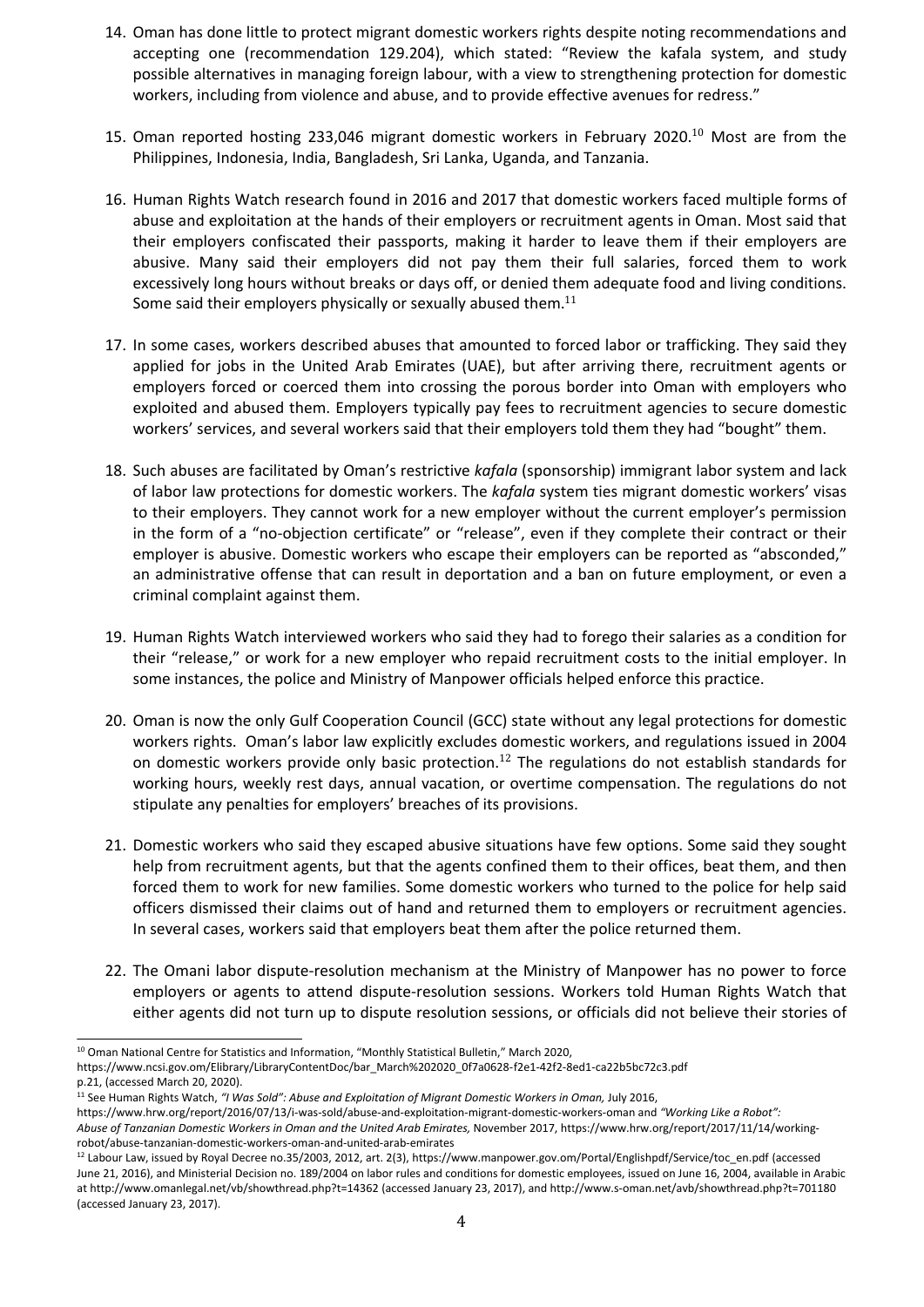14. Oman has done little to protect migrant domestic workers rights despite noting recommendations and accepting one (recommendation 129.204), which stated: "Review the kafala system, and study possible alternatives in managing foreign labour, with a view to strengthening protection for domestic workers, including from violence and abuse, and to provide effective avenues for redress."

15. Oman reported hosting 233,046 migrant domestic workers in February 2020.[10] Most are from the Philippines, Indonesia, India, Bangladesh, Sri Lanka, Uganda, and Tanzania.

16. Human Rights Watch research found in 2016 and 2017 that domestic workers faced multiple forms of abuse and exploitation at the hands of their employers or recruitment agents in Oman. Most said that their employers confiscated their passports, making it harder to leave them if their employers are abusive. Many said their employers did not pay them their full salaries, forced them to work excessively long hours without breaks or days off, or denied them adequate food and living conditions. Some said their employers physically or sexually abused them.[11]

17. In some cases, workers described abuses that amounted to forced labor or trafficking. They said they applied for jobs in the United Arab Emirates (UAE), but after arriving there, recruitment agents or employers forced or coerced them into crossing the porous border into Oman with employers who exploited and abused them. Employers typically pay fees to recruitment agencies to secure domestic workers' services, and several workers said that their employers told them they had "bought" them.

18. Such abuses are facilitated by Oman's restrictive *kafala* (sponsorship) immigrant labor system and lack of labor law protections for domestic workers. The *kafala* system ties migrant domestic workers' visas to their employers. They cannot work for a new employer without the current employer's permission in the form of a "no-objection certificate" or "release", even if they complete their contract or their employer is abusive. Domestic workers who escape their employers can be reported as "absconded," an administrative offense that can result in deportation and a ban on future employment, or even a criminal complaint against them.

19. Human Rights Watch interviewed workers who said they had to forego their salaries as a condition for their "release," or work for a new employer who repaid recruitment costs to the initial employer. In some instances, the police and Ministry of Manpower officials helped enforce this practice.

20. Oman is now the only Gulf Cooperation Council (GCC) state without any legal protections for domestic workers rights. Oman's labor law explicitly excludes domestic workers, and regulations issued in 2004 on domestic workers provide only basic protection.[12] The regulations do not establish standards for working hours, weekly rest days, annual vacation, or overtime compensation. The regulations do not stipulate any penalties for employers' breaches of its provisions.

21. Domestic workers who said they escaped abusive situations have few options. Some said they sought help from recruitment agents, but that the agents confined them to their offices, beat them, and then forced them to work for new families. Some domestic workers who turned to the police for help said officers dismissed their claims out of hand and returned them to employers or recruitment agencies. In several cases, workers said that employers beat them after the police returned them.

22. The Omani labor dispute-resolution mechanism at the Ministry of Manpower has no power to force employers or agents to attend dispute-resolution sessions. Workers told Human Rights Watch that either agents did not turn up to dispute resolution sessions, or officials did not believe their stories of

---

[10] Oman National Centre for Statistics and Information, "Monthly Statistical Bulletin," March 2020, https://www.ncsi.gov.om/Elibrary/LibraryContentDoc/bar_March%202020_0f7a0628-f2e1-42f2-8ed1-ca22b5bc72c3.pdf p.21, (accessed March 20, 2020).

[11] See Human Rights Watch, *"I Was Sold": Abuse and Exploitation of Migrant Domestic Workers in Oman,* July 2016, https://www.hrw.org/report/2016/07/13/i-was-sold/abuse-and-exploitation-migrant-domestic-workers-oman and *"Working Like a Robot": Abuse of Tanzanian Domestic Workers in Oman and the United Arab Emirates,* November 2017, https://www.hrw.org/report/2017/11/14/working-robot/abuse-tanzanian-domestic-workers-oman-and-united-arab-emirates

[12] Labour Law, issued by Royal Decree no.35/2003, 2012, art. 2(3), https://www.manpower.gov.om/Portal/Englishpdf/Service/toc_en.pdf (accessed June 21, 2016), and Ministerial Decision no. 189/2004 on labor rules and conditions for domestic employees, issued on June 16, 2004, available in Arabic at http://www.omanlegal.net/vb/showthread.php?t=14362 (accessed January 23, 2017), and http://www.s-oman.net/avb/showthread.php?t=701180 (accessed January 23, 2017).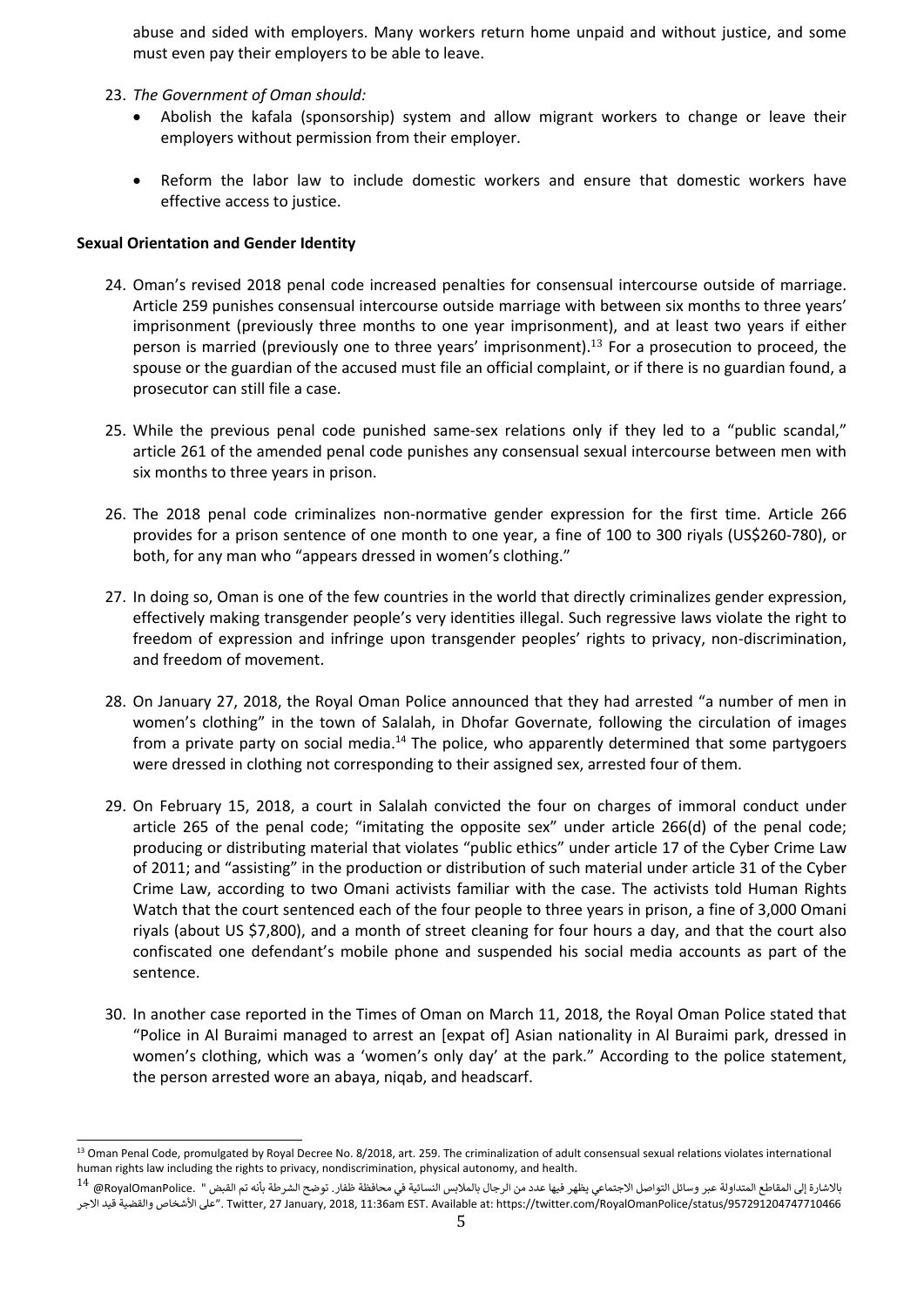abuse and sided with employers. Many workers return home unpaid and without justice, and some must even pay their employers to be able to leave.

23. *The Government of Oman should:*
    - Abolish the kafala (sponsorship) system and allow migrant workers to change or leave their employers without permission from their employer.
    - Reform the labor law to include domestic workers and ensure that domestic workers have effective access to justice.

**Sexual Orientation and Gender Identity**

24. Oman's revised 2018 penal code increased penalties for consensual intercourse outside of marriage. Article 259 punishes consensual intercourse outside marriage with between six months to three years' imprisonment (previously three months to one year imprisonment), and at least two years if either person is married (previously one to three years' imprisonment).[13] For a prosecution to proceed, the spouse or the guardian of the accused must file an official complaint, or if there is no guardian found, a prosecutor can still file a case.

25. While the previous penal code punished same-sex relations only if they led to a "public scandal," article 261 of the amended penal code punishes any consensual sexual intercourse between men with six months to three years in prison.

26. The 2018 penal code criminalizes non-normative gender expression for the first time. Article 266 provides for a prison sentence of one month to one year, a fine of 100 to 300 riyals (US$260-780), or both, for any man who "appears dressed in women's clothing."

27. In doing so, Oman is one of the few countries in the world that directly criminalizes gender expression, effectively making transgender people's very identities illegal. Such regressive laws violate the right to freedom of expression and infringe upon transgender peoples' rights to privacy, non-discrimination, and freedom of movement.

28. On January 27, 2018, the Royal Oman Police announced that they had arrested "a number of men in women's clothing" in the town of Salalah, in Dhofar Governate, following the circulation of images from a private party on social media.[14] The police, who apparently determined that some partygoers were dressed in clothing not corresponding to their assigned sex, arrested four of them.

29. On February 15, 2018, a court in Salalah convicted the four on charges of immoral conduct under article 265 of the penal code; "imitating the opposite sex" under article 266(d) of the penal code; producing or distributing material that violates "public ethics" under article 17 of the Cyber Crime Law of 2011; and "assisting" in the production or distribution of such material under article 31 of the Cyber Crime Law, according to two Omani activists familiar with the case. The activists told Human Rights Watch that the court sentenced each of the four people to three years in prison, a fine of 3,000 Omani riyals (about US $7,800), and a month of street cleaning for four hours a day, and that the court also confiscated one defendant's mobile phone and suspended his social media accounts as part of the sentence.

30. In another case reported in the Times of Oman on March 11, 2018, the Royal Oman Police stated that "Police in Al Buraimi managed to arrest an [expat of] Asian nationality in Al Buraimi park, dressed in women's clothing, which was a 'women's only day' at the park." According to the police statement, the person arrested wore an abaya, niqab, and headscarf.

---

[13] Oman Penal Code, promulgated by Royal Decree No. 8/2018, art. 259. The criminalization of adult consensual sexual relations violates international human rights law including the rights to privacy, nondiscrimination, physical autonomy, and health.

[14] @RoyalOmanPolice. "بالاشارة إلى المقاطع المتداولة عبر وسائل التواصل الاجتماعي يظهر فيها عدد من الرجال بالملابس النسائية في محافظة ظفار. توضح الشرطة بأنه تم القبض على الأشخاص والقضية قيد الاجر". Twitter, 27 January, 2018, 11:36am EST. Available at: https://twitter.com/RoyalOmanPolice/status/957291204747710466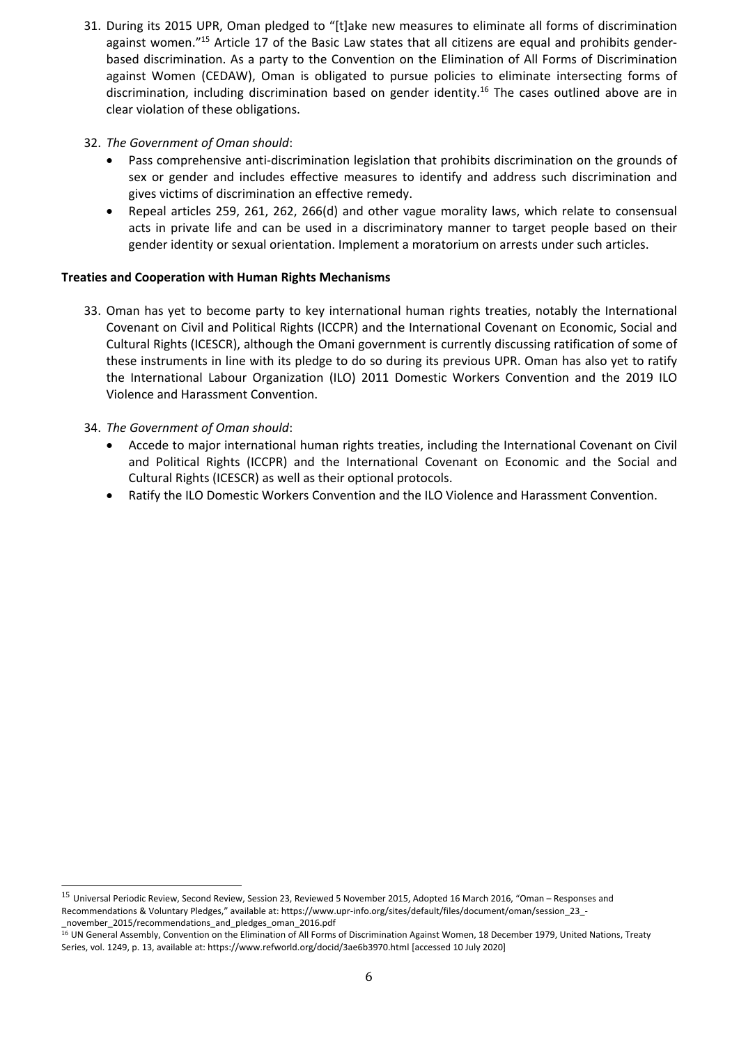31. During its 2015 UPR, Oman pledged to "[t]ake new measures to eliminate all forms of discrimination against women."[15] Article 17 of the Basic Law states that all citizens are equal and prohibits gender-based discrimination. As a party to the Convention on the Elimination of All Forms of Discrimination against Women (CEDAW), Oman is obligated to pursue policies to eliminate intersecting forms of discrimination, including discrimination based on gender identity.[16] The cases outlined above are in clear violation of these obligations.

32. *The Government of Oman should*:
    - Pass comprehensive anti-discrimination legislation that prohibits discrimination on the grounds of sex or gender and includes effective measures to identify and address such discrimination and gives victims of discrimination an effective remedy.
    - Repeal articles 259, 261, 262, 266(d) and other vague morality laws, which relate to consensual acts in private life and can be used in a discriminatory manner to target people based on their gender identity or sexual orientation. Implement a moratorium on arrests under such articles.

**Treaties and Cooperation with Human Rights Mechanisms**

33. Oman has yet to become party to key international human rights treaties, notably the International Covenant on Civil and Political Rights (ICCPR) and the International Covenant on Economic, Social and Cultural Rights (ICESCR), although the Omani government is currently discussing ratification of some of these instruments in line with its pledge to do so during its previous UPR. Oman has also yet to ratify the International Labour Organization (ILO) 2011 Domestic Workers Convention and the 2019 ILO Violence and Harassment Convention.

34. *The Government of Oman should*:
    - Accede to major international human rights treaties, including the International Covenant on Civil and Political Rights (ICCPR) and the International Covenant on Economic and the Social and Cultural Rights (ICESCR) as well as their optional protocols.
    - Ratify the ILO Domestic Workers Convention and the ILO Violence and Harassment Convention.

---

[15] Universal Periodic Review, Second Review, Session 23, Reviewed 5 November 2015, Adopted 16 March 2016, "Oman – Responses and Recommendations & Voluntary Pledges," available at: https://www.upr-info.org/sites/default/files/document/oman/session_23_-_november_2015/recommendations_and_pledges_oman_2016.pdf

[16] UN General Assembly, Convention on the Elimination of All Forms of Discrimination Against Women, 18 December 1979, United Nations, Treaty Series, vol. 1249, p. 13, available at: https://www.refworld.org/docid/3ae6b3970.html [accessed 10 July 2020]